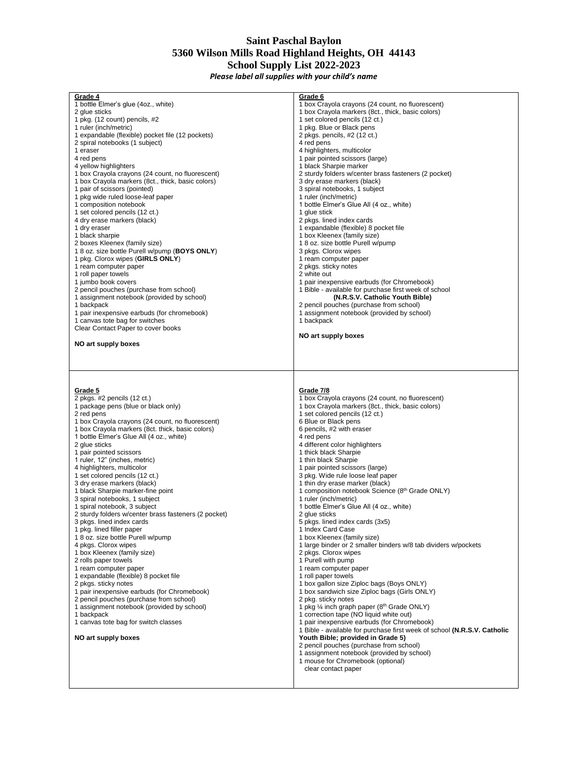# Saint Paschal Baylon
# 5360 Wilson Mills Road Highland Heights, OH 44143
# School Supply List 2022-2023

*Please label all supplies with your child's name*

## Grade 4

1 bottle Elmer's glue (4oz., white)
2 glue sticks
1 pkg. (12 count) pencils, #2
1 ruler (inch/metric)
1 expandable (flexible) pocket file (12 pockets)
2 spiral notebooks (1 subject)
1 eraser
4 red pens
4 yellow highlighters
1 box Crayola crayons (24 count, no fluorescent)
1 box Crayola markers (8ct., thick, basic colors)
1 pair of scissors (pointed)
1 pkg wide ruled loose-leaf paper
1 composition notebook
1 set colored pencils (12 ct.)
4 dry erase markers (black)
1 dry eraser
1 black sharpie
2 boxes Kleenex (family size)
1 8 oz. size bottle Purell w/pump (**BOYS ONLY**)
1 pkg. Clorox wipes (**GIRLS ONLY**)
1 ream computer paper
1 roll paper towels
1 jumbo book covers
2 pencil pouches (purchase from school)
1 assignment notebook (provided by school)
1 backpack
1 pair inexpensive earbuds (for chromebook)
1 canvas tote bag for switches
Clear Contact Paper to cover books

**NO art supply boxes**

## Grade 5

2 pkgs. #2 pencils (12 ct.)
1 package pens (blue or black only)
2 red pens
1 box Crayola crayons (24 count, no fluorescent)
1 box Crayola markers (8ct. thick, basic colors)
1 bottle Elmer's Glue All (4 oz., white)
2 glue sticks
1 pair pointed scissors
1 ruler, 12" (inches, metric)
4 highlighters, multicolor
1 set colored pencils (12 ct.)
3 dry erase markers (black)
1 black Sharpie marker-fine point
3 spiral notebooks, 1 subject
1 spiral notebook, 3 subject
2 sturdy folders w/center brass fasteners (2 pocket)
3 pkgs. lined index cards
1 pkg. lined filler paper
1 8 oz. size bottle Purell w/pump
4 pkgs. Clorox wipes
1 box Kleenex (family size)
2 rolls paper towels
1 ream computer paper
1 expandable (flexible) 8 pocket file
2 pkgs. sticky notes
1 pair inexpensive earbuds (for Chromebook)
2 pencil pouches (purchase from school)
1 assignment notebook (provided by school)
1 backpack
1 canvas tote bag for switch classes

**NO art supply boxes**

## Grade 6

1 box Crayola crayons (24 count, no fluorescent)
1 box Crayola markers (8ct., thick, basic colors)
1 set colored pencils (12 ct.)
1 pkg. Blue or Black pens
2 pkgs. pencils, #2 (12 ct.)
4 red pens
4 highlighters, multicolor
1 pair pointed scissors (large)
1 black Sharpie marker
2 sturdy folders w/center brass fasteners (2 pocket)
3 dry erase markers (black)
3 spiral notebooks, 1 subject
1 ruler (inch/metric)
1 bottle Elmer's Glue All (4 oz., white)
1 glue stick
2 pkgs. lined index cards
1 expandable (flexible) 8 pocket file
1 box Kleenex (family size)
1 8 oz. size bottle Purell w/pump
3 pkgs. Clorox wipes
1 ream computer paper
2 pkgs. sticky notes
2 white out
1 pair inexpensive earbuds (for Chromebook)
1 Bible - available for purchase first week of school
**(N.R.S.V. Catholic Youth Bible)**
2 pencil pouches (purchase from school)
1 assignment notebook (provided by school)
1 backpack

**NO art supply boxes**

## Grade 7/8

1 box Crayola crayons (24 count, no fluorescent)
1 box Crayola markers (8ct., thick, basic colors)
1 set colored pencils (12 ct.)
6 Blue or Black pens
6 pencils, #2 with eraser
4 red pens
4 different color highlighters
1 thick black Sharpie
1 thin black Sharpie
1 pair pointed scissors (large)
3 pkg. Wide rule loose leaf paper
1 thin dry erase marker (black)
1 composition notebook Science (8th Grade ONLY)
1 ruler (inch/metric)
1 bottle Elmer's Glue All (4 oz., white)
2 glue sticks
5 pkgs. lined index cards (3x5)
1 Index Card Case
1 box Kleenex (family size)
1 large binder or 2 smaller binders w/8 tab dividers w/pockets
2 pkgs. Clorox wipes
1 Purell with pump
1 ream computer paper
1 roll paper towels
1 box gallon size Ziploc bags (Boys ONLY)
1 box sandwich size Ziploc bags (Girls ONLY)
2 pkg. sticky notes
1 pkg ¼ inch graph paper (8th Grade ONLY)
1 correction tape (NO liquid white out)
1 pair inexpensive earbuds (for Chromebook)
1 Bible - available for purchase first week of school **(N.R.S.V. Catholic Youth Bible; provided in Grade 5)**
2 pencil pouches (purchase from school)
1 assignment notebook (provided by school)
1 mouse for Chromebook (optional)
clear contact paper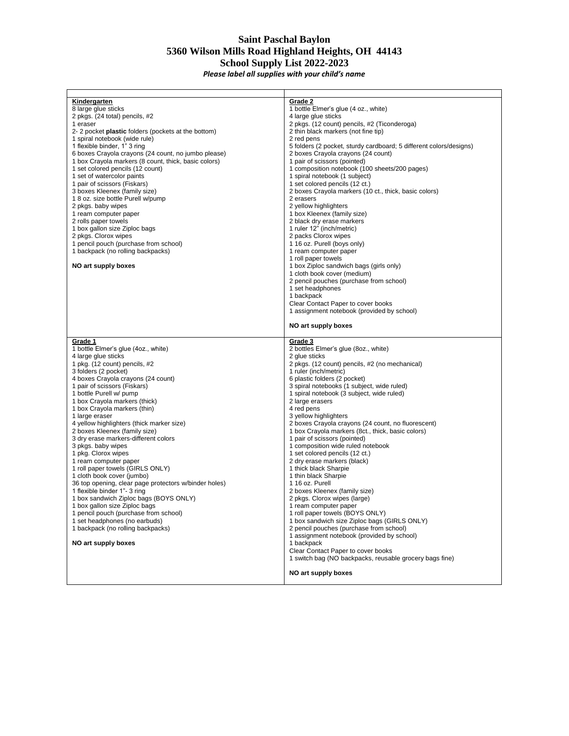# Saint Paschal Baylon
# 5360 Wilson Mills Road Highland Heights, OH 44143
# School Supply List 2022-2023

***Please label all supplies with your child's name***

| | |
|---|---|
| **Kindergarten**<br>8 large glue sticks<br>2 pkgs. (24 total) pencils, #2<br>1 eraser<br>2- 2 pocket **plastic** folders (pockets at the bottom)<br>1 spiral notebook (wide rule)<br>1 flexible binder, 1" 3 ring<br>6 boxes Crayola crayons (24 count, no jumbo please)<br>1 box Crayola markers (8 count, thick, basic colors)<br>1 set colored pencils (12 count)<br>1 set of watercolor paints<br>1 pair of scissors (Fiskars)<br>3 boxes Kleenex (family size)<br>1 8 oz. size bottle Purell w/pump<br>2 pkgs. baby wipes<br>1 ream computer paper<br>2 rolls paper towels<br>1 box gallon size Ziploc bags<br>2 pkgs. Clorox wipes<br>1 pencil pouch (purchase from school)<br>1 backpack (no rolling backpacks)<br><br>**NO art supply boxes** | **Grade 2**<br>1 bottle Elmer's glue (4 oz., white)<br>4 large glue sticks<br>2 pkgs. (12 count) pencils, #2 (Ticonderoga)<br>2 thin black markers (not fine tip)<br>2 red pens<br>5 folders (2 pocket, sturdy cardboard; 5 different colors/designs)<br>2 boxes Crayola crayons (24 count)<br>1 pair of scissors (pointed)<br>1 composition notebook (100 sheets/200 pages)<br>1 spiral notebook (1 subject)<br>1 set colored pencils (12 ct.)<br>2 boxes Crayola markers (10 ct., thick, basic colors)<br>2 erasers<br>2 yellow highlighters<br>1 box Kleenex (family size)<br>2 black dry erase markers<br>1 ruler 12" (inch/metric)<br>2 packs Clorox wipes<br>1 16 oz. Purell (boys only)<br>1 ream computer paper<br>1 roll paper towels<br>1 box Ziploc sandwich bags (girls only)<br>1 cloth book cover (medium)<br>2 pencil pouches (purchase from school)<br>1 set headphones<br>1 backpack<br>Clear Contact Paper to cover books<br>1 assignment notebook (provided by school)<br><br>**NO art supply boxes** |
| **Grade 1**<br>1 bottle Elmer's glue (4oz., white)<br>4 large glue sticks<br>1 pkg. (12 count) pencils, #2<br>3 folders (2 pocket)<br>4 boxes Crayola crayons (24 count)<br>1 pair of scissors (Fiskars)<br>1 bottle Purell w/ pump<br>1 box Crayola markers (thick)<br>1 box Crayola markers (thin)<br>1 large eraser<br>4 yellow highlighters (thick marker size)<br>2 boxes Kleenex (family size)<br>3 dry erase markers-different colors<br>3 pkgs. baby wipes<br>1 pkg. Clorox wipes<br>1 ream computer paper<br>1 roll paper towels (GIRLS ONLY)<br>1 cloth book cover (jumbo)<br>36 top opening, clear page protectors w/binder holes)<br>1 flexible binder 1"- 3 ring<br>1 box sandwich Ziploc bags (BOYS ONLY)<br>1 box gallon size Ziploc bags<br>1 pencil pouch (purchase from school)<br>1 set headphones (no earbuds)<br>1 backpack (no rolling backpacks)<br><br>**NO art supply boxes** | **Grade 3**<br>2 bottles Elmer's glue (8oz., white)<br>2 glue sticks<br>2 pkgs. (12 count) pencils, #2 (no mechanical)<br>1 ruler (inch/metric)<br>6 plastic folders (2 pocket)<br>3 spiral notebooks (1 subject, wide ruled)<br>1 spiral notebook (3 subject, wide ruled)<br>2 large erasers<br>4 red pens<br>3 yellow highlighters<br>2 boxes Crayola crayons (24 count, no fluorescent)<br>1 box Crayola markers (8ct., thick, basic colors)<br>1 pair of scissors (pointed)<br>1 composition wide ruled notebook<br>1 set colored pencils (12 ct.)<br>2 dry erase markers (black)<br>1 thick black Sharpie<br>1 thin black Sharpie<br>1 16 oz. Purell<br>2 boxes Kleenex (family size)<br>2 pkgs. Clorox wipes (large)<br>1 ream computer paper<br>1 roll paper towels (BOYS ONLY)<br>1 box sandwich size Ziploc bags (GIRLS ONLY)<br>2 pencil pouches (purchase from school)<br>1 assignment notebook (provided by school)<br>1 backpack<br>Clear Contact Paper to cover books<br>1 switch bag (NO backpacks, reusable grocery bags fine)<br><br>**NO art supply boxes** |